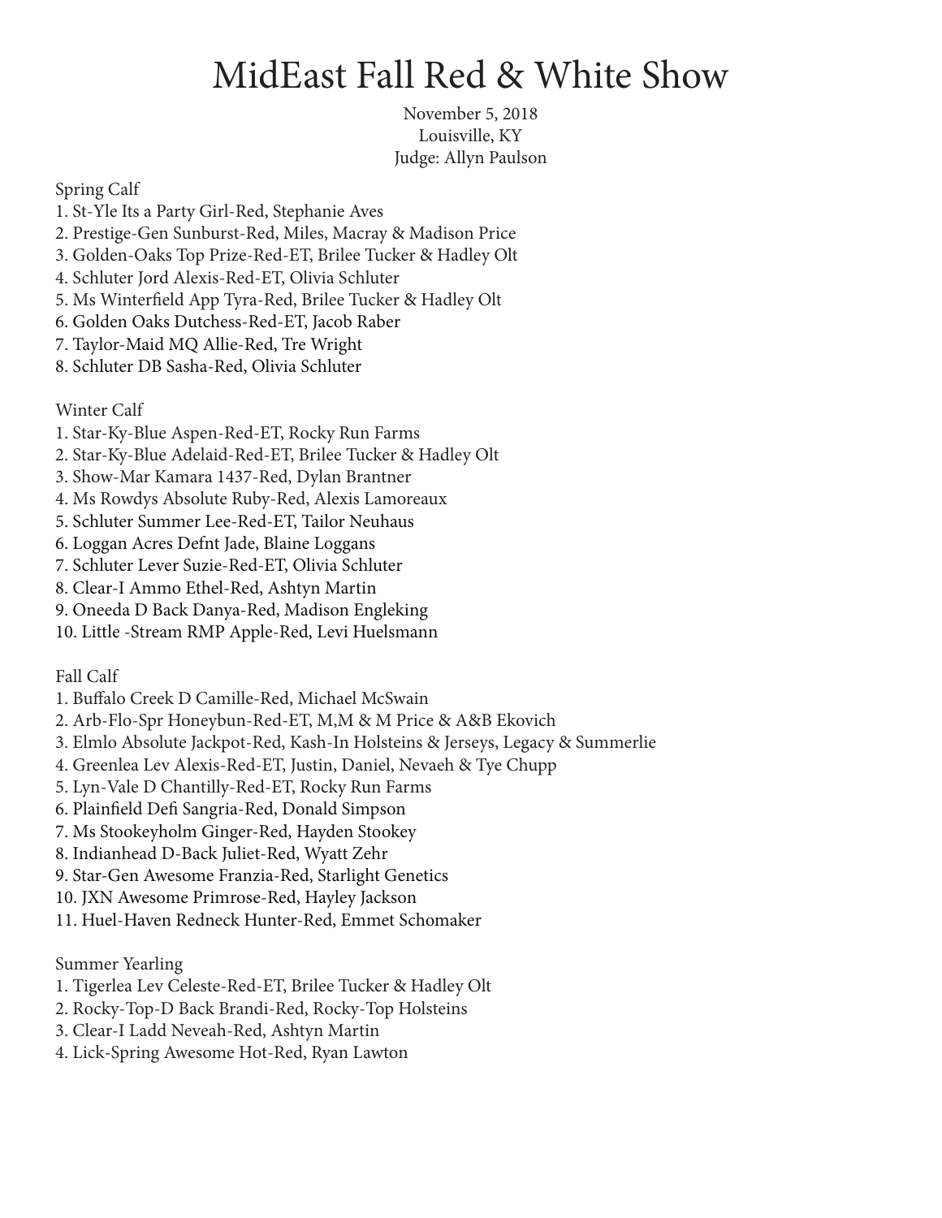# MidEast Fall Red & White Show

November 5, 2018
Louisville, KY
Judge: Allyn Paulson

Spring Calf

1. St-Yle Its a Party Girl-Red, Stephanie Aves
2. Prestige-Gen Sunburst-Red, Miles, Macray & Madison Price
3. Golden-Oaks Top Prize-Red-ET, Brilee Tucker & Hadley Olt
4. Schluter Jord Alexis-Red-ET, Olivia Schluter
5. Ms Winterfield App Tyra-Red, Brilee Tucker & Hadley Olt
6. Golden Oaks Dutchess-Red-ET, Jacob Raber
7. Taylor-Maid MQ Allie-Red, Tre Wright
8. Schluter DB Sasha-Red, Olivia Schluter

Winter Calf

1. Star-Ky-Blue Aspen-Red-ET, Rocky Run Farms
2. Star-Ky-Blue Adelaid-Red-ET, Brilee Tucker & Hadley Olt
3. Show-Mar Kamara 1437-Red, Dylan Brantner
4. Ms Rowdys Absolute Ruby-Red, Alexis Lamoreaux
5. Schluter Summer Lee-Red-ET, Tailor Neuhaus
6. Loggan Acres Defnt Jade, Blaine Loggans
7. Schluter Lever Suzie-Red-ET, Olivia Schluter
8. Clear-I Ammo Ethel-Red, Ashtyn Martin
9. Oneeda D Back Danya-Red, Madison Engleking
10. Little -Stream RMP Apple-Red, Levi Huelsmann

Fall Calf

1. Buffalo Creek D Camille-Red, Michael McSwain
2. Arb-Flo-Spr Honeybun-Red-ET, M,M & M Price & A&B Ekovich
3. Elmlo Absolute Jackpot-Red, Kash-In Holsteins & Jerseys, Legacy & Summerlie
4. Greenlea Lev Alexis-Red-ET, Justin, Daniel, Nevaeh & Tye Chupp
5. Lyn-Vale D Chantilly-Red-ET, Rocky Run Farms
6. Plainfield Defi Sangria-Red, Donald Simpson
7. Ms Stookeyholm Ginger-Red, Hayden Stookey
8. Indianhead D-Back Juliet-Red, Wyatt Zehr
9. Star-Gen Awesome Franzia-Red, Starlight Genetics
10. JXN Awesome Primrose-Red, Hayley Jackson
11. Huel-Haven Redneck Hunter-Red, Emmet Schomaker

Summer Yearling

1. Tigerlea Lev Celeste-Red-ET, Brilee Tucker & Hadley Olt
2. Rocky-Top-D Back Brandi-Red, Rocky-Top Holsteins
3. Clear-I Ladd Neveah-Red, Ashtyn Martin
4. Lick-Spring Awesome Hot-Red, Ryan Lawton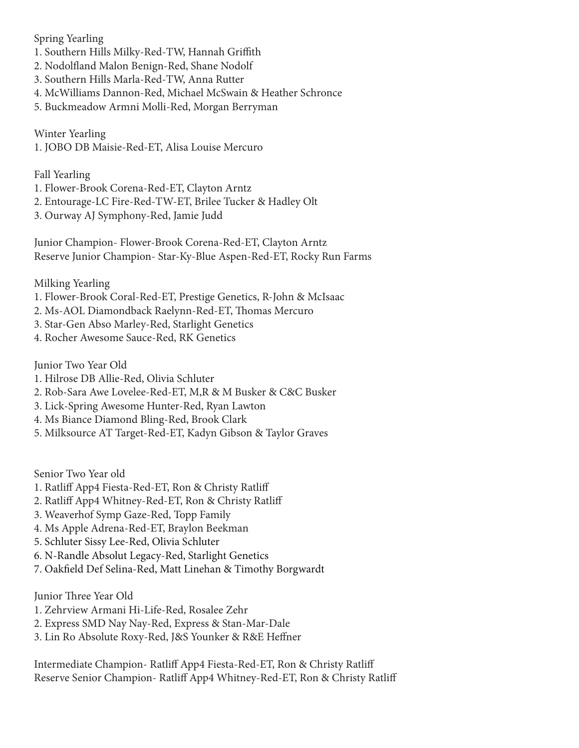Spring Yearling

1. Southern Hills Milky-Red-TW, Hannah Griffith
2. Nodolfland Malon Benign-Red, Shane Nodolf
3. Southern Hills Marla-Red-TW, Anna Rutter
4. McWilliams Dannon-Red, Michael McSwain & Heather Schronce
5. Buckmeadow Armni Molli-Red, Morgan Berryman

Winter Yearling

1. JOBO DB Maisie-Red-ET, Alisa Louise Mercuro

Fall Yearling

1. Flower-Brook Corena-Red-ET, Clayton Arntz
2. Entourage-LC Fire-Red-TW-ET, Brilee Tucker & Hadley Olt
3. Ourway AJ Symphony-Red, Jamie Judd

Junior Champion- Flower-Brook Corena-Red-ET, Clayton Arntz
Reserve Junior Champion- Star-Ky-Blue Aspen-Red-ET, Rocky Run Farms

Milking Yearling

1. Flower-Brook Coral-Red-ET, Prestige Genetics, R-John & McIsaac
2. Ms-AOL Diamondback Raelynn-Red-ET, Thomas Mercuro
3. Star-Gen Abso Marley-Red, Starlight Genetics
4. Rocher Awesome Sauce-Red, RK Genetics

Junior Two Year Old

1. Hilrose DB Allie-Red, Olivia Schluter
2. Rob-Sara Awe Lovelee-Red-ET, M,R & M Busker & C&C Busker
3. Lick-Spring Awesome Hunter-Red, Ryan Lawton
4. Ms Biance Diamond Bling-Red, Brook Clark
5. Milksource AT Target-Red-ET, Kadyn Gibson & Taylor Graves

Senior Two Year old

1. Ratliff App4 Fiesta-Red-ET, Ron & Christy Ratliff
2. Ratliff App4 Whitney-Red-ET, Ron & Christy Ratliff
3. Weaverhof Symp Gaze-Red, Topp Family
4. Ms Apple Adrena-Red-ET, Braylon Beekman
5. Schluter Sissy Lee-Red, Olivia Schluter
6. N-Randle Absolut Legacy-Red, Starlight Genetics
7. Oakfield Def Selina-Red, Matt Linehan & Timothy Borgwardt

Junior Three Year Old

1. Zehrview Armani Hi-Life-Red, Rosalee Zehr
2. Express SMD Nay Nay-Red, Express & Stan-Mar-Dale
3. Lin Ro Absolute Roxy-Red, J&S Younker & R&E Heffner

Intermediate Champion- Ratliff App4 Fiesta-Red-ET, Ron & Christy Ratliff
Reserve Senior Champion- Ratliff App4 Whitney-Red-ET, Ron & Christy Ratliff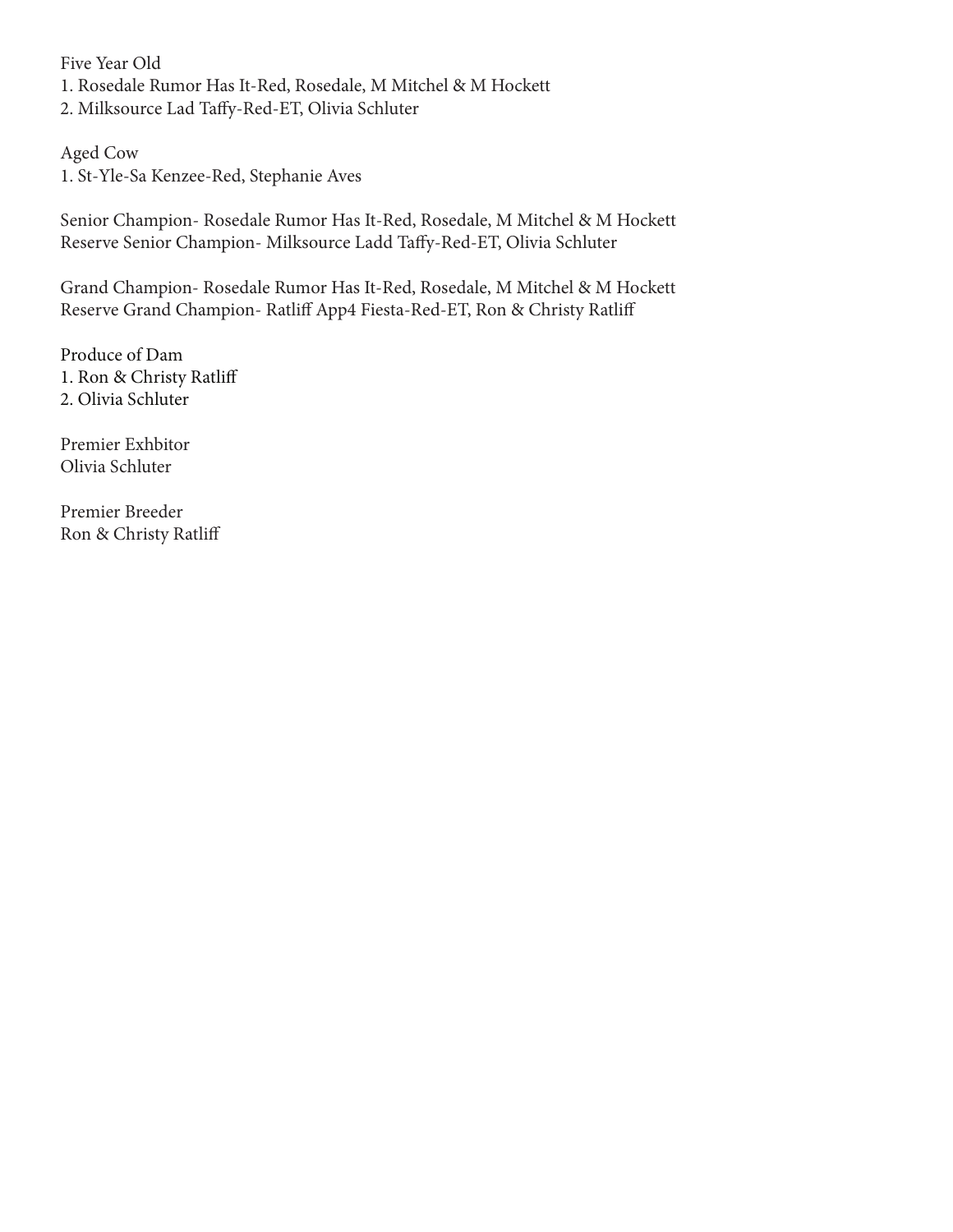Five Year Old
1. Rosedale Rumor Has It-Red, Rosedale, M Mitchel & M Hockett
2. Milksource Lad Taffy-Red-ET, Olivia Schluter

Aged Cow
1. St-Yle-Sa Kenzee-Red, Stephanie Aves

Senior Champion- Rosedale Rumor Has It-Red, Rosedale, M Mitchel & M Hockett
Reserve Senior Champion- Milksource Ladd Taffy-Red-ET, Olivia Schluter

Grand Champion- Rosedale Rumor Has It-Red, Rosedale, M Mitchel & M Hockett
Reserve Grand Champion- Ratliff App4 Fiesta-Red-ET, Ron & Christy Ratliff

Produce of Dam
1. Ron & Christy Ratliff
2. Olivia Schluter

Premier Exhbitor
Olivia Schluter

Premier Breeder
Ron & Christy Ratliff